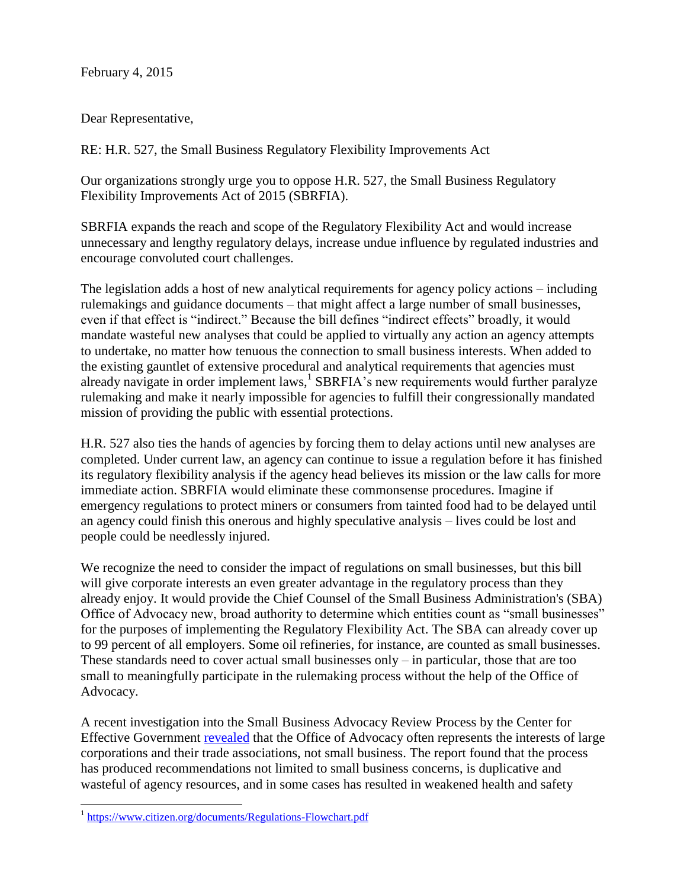February 4, 2015

Dear Representative,

RE: H.R. 527, the Small Business Regulatory Flexibility Improvements Act

Our organizations strongly urge you to oppose H.R. 527, the Small Business Regulatory Flexibility Improvements Act of 2015 (SBRFIA).

SBRFIA expands the reach and scope of the Regulatory Flexibility Act and would increase unnecessary and lengthy regulatory delays, increase undue influence by regulated industries and encourage convoluted court challenges.

The legislation adds a host of new analytical requirements for agency policy actions – including rulemakings and guidance documents – that might affect a large number of small businesses, even if that effect is "indirect." Because the bill defines "indirect effects" broadly, it would mandate wasteful new analyses that could be applied to virtually any action an agency attempts to undertake, no matter how tenuous the connection to small business interests. When added to the existing gauntlet of extensive procedural and analytical requirements that agencies must already navigate in order implement laws,[1] SBRFIA's new requirements would further paralyze rulemaking and make it nearly impossible for agencies to fulfill their congressionally mandated mission of providing the public with essential protections.

H.R. 527 also ties the hands of agencies by forcing them to delay actions until new analyses are completed. Under current law, an agency can continue to issue a regulation before it has finished its regulatory flexibility analysis if the agency head believes its mission or the law calls for more immediate action. SBRFIA would eliminate these commonsense procedures. Imagine if emergency regulations to protect miners or consumers from tainted food had to be delayed until an agency could finish this onerous and highly speculative analysis – lives could be lost and people could be needlessly injured.

We recognize the need to consider the impact of regulations on small businesses, but this bill will give corporate interests an even greater advantage in the regulatory process than they already enjoy. It would provide the Chief Counsel of the Small Business Administration's (SBA) Office of Advocacy new, broad authority to determine which entities count as "small businesses" for the purposes of implementing the Regulatory Flexibility Act. The SBA can already cover up to 99 percent of all employers. Some oil refineries, for instance, are counted as small businesses. These standards need to cover actual small businesses only – in particular, those that are too small to meaningfully participate in the rulemaking process without the help of the Office of Advocacy.

A recent investigation into the Small Business Advocacy Review Process by the Center for Effective Government revealed that the Office of Advocacy often represents the interests of large corporations and their trade associations, not small business. The report found that the process has produced recommendations not limited to small business concerns, is duplicative and wasteful of agency resources, and in some cases has resulted in weakened health and safety

[1] https://www.citizen.org/documents/Regulations-Flowchart.pdf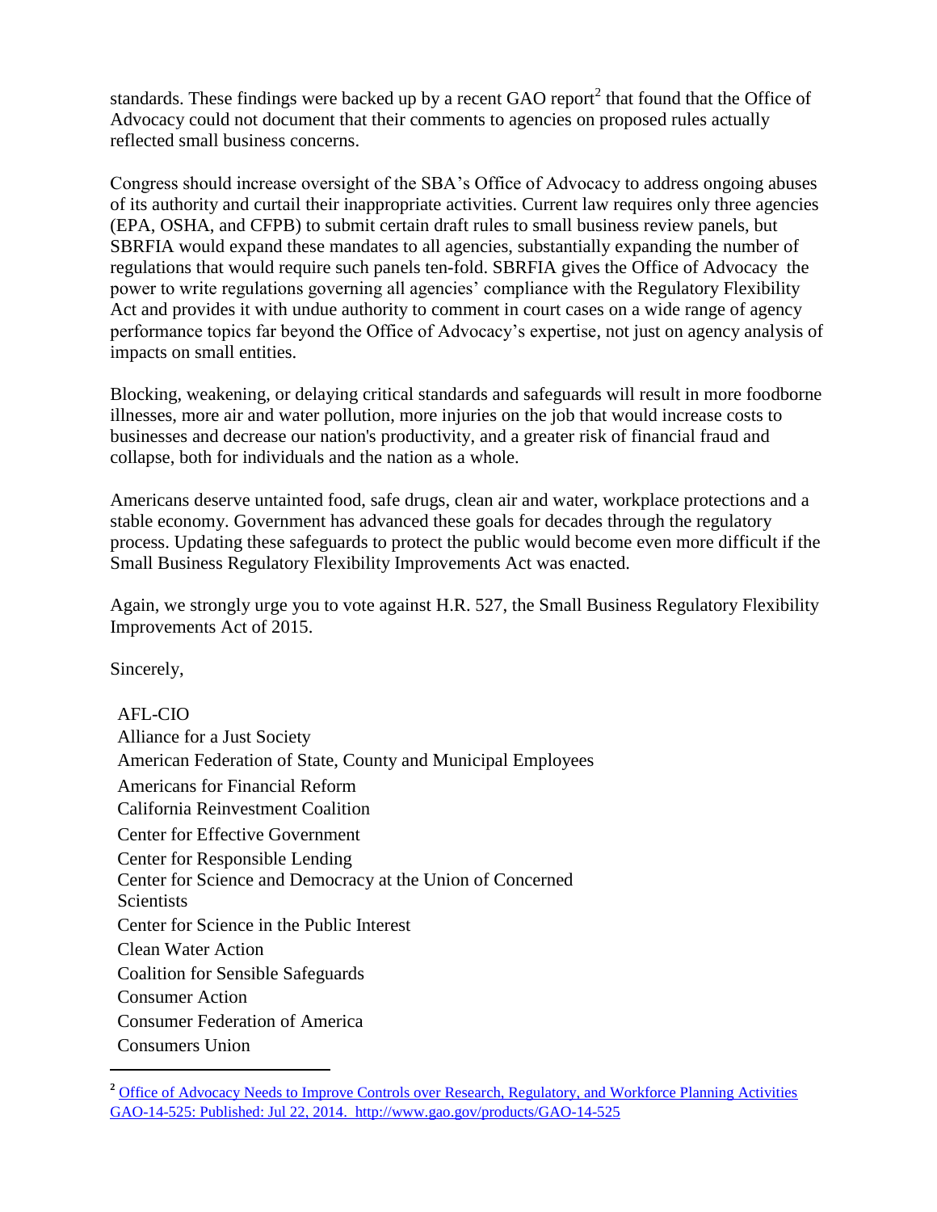standards. These findings were backed up by a recent GAO report[2] that found that the Office of Advocacy could not document that their comments to agencies on proposed rules actually reflected small business concerns.

Congress should increase oversight of the SBA's Office of Advocacy to address ongoing abuses of its authority and curtail their inappropriate activities. Current law requires only three agencies (EPA, OSHA, and CFPB) to submit certain draft rules to small business review panels, but SBRFIA would expand these mandates to all agencies, substantially expanding the number of regulations that would require such panels ten-fold. SBRFIA gives the Office of Advocacy the power to write regulations governing all agencies' compliance with the Regulatory Flexibility Act and provides it with undue authority to comment in court cases on a wide range of agency performance topics far beyond the Office of Advocacy's expertise, not just on agency analysis of impacts on small entities.

Blocking, weakening, or delaying critical standards and safeguards will result in more foodborne illnesses, more air and water pollution, more injuries on the job that would increase costs to businesses and decrease our nation's productivity, and a greater risk of financial fraud and collapse, both for individuals and the nation as a whole.

Americans deserve untainted food, safe drugs, clean air and water, workplace protections and a stable economy. Government has advanced these goals for decades through the regulatory process. Updating these safeguards to protect the public would become even more difficult if the Small Business Regulatory Flexibility Improvements Act was enacted.

Again, we strongly urge you to vote against H.R. 527, the Small Business Regulatory Flexibility Improvements Act of 2015.

Sincerely,

AFL-CIO
Alliance for a Just Society
American Federation of State, County and Municipal Employees
Americans for Financial Reform
California Reinvestment Coalition
Center for Effective Government
Center for Responsible Lending
Center for Science and Democracy at the Union of Concerned Scientists
Center for Science in the Public Interest
Clean Water Action
Coalition for Sensible Safeguards
Consumer Action
Consumer Federation of America
Consumers Union

[2] Office of Advocacy Needs to Improve Controls over Research, Regulatory, and Workforce Planning Activities GAO-14-525: Published: Jul 22, 2014. http://www.gao.gov/products/GAO-14-525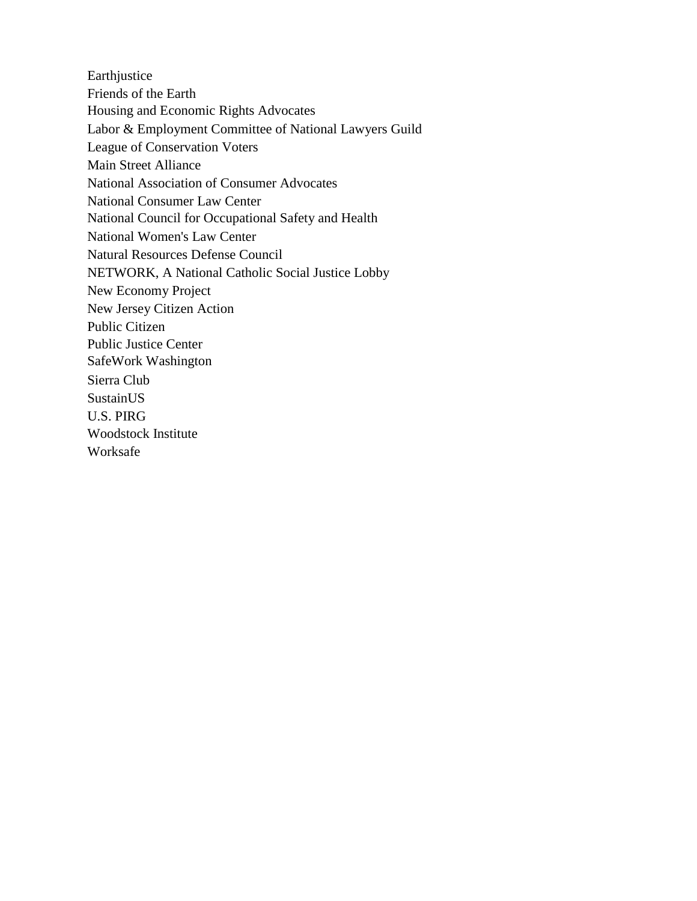Earthjustice
Friends of the Earth
Housing and Economic Rights Advocates
Labor & Employment Committee of National Lawyers Guild
League of Conservation Voters
Main Street Alliance
National Association of Consumer Advocates
National Consumer Law Center
National Council for Occupational Safety and Health
National Women's Law Center
Natural Resources Defense Council
NETWORK, A National Catholic Social Justice Lobby
New Economy Project
New Jersey Citizen Action
Public Citizen
Public Justice Center
SafeWork Washington
Sierra Club
SustainUS
U.S. PIRG
Woodstock Institute
Worksafe